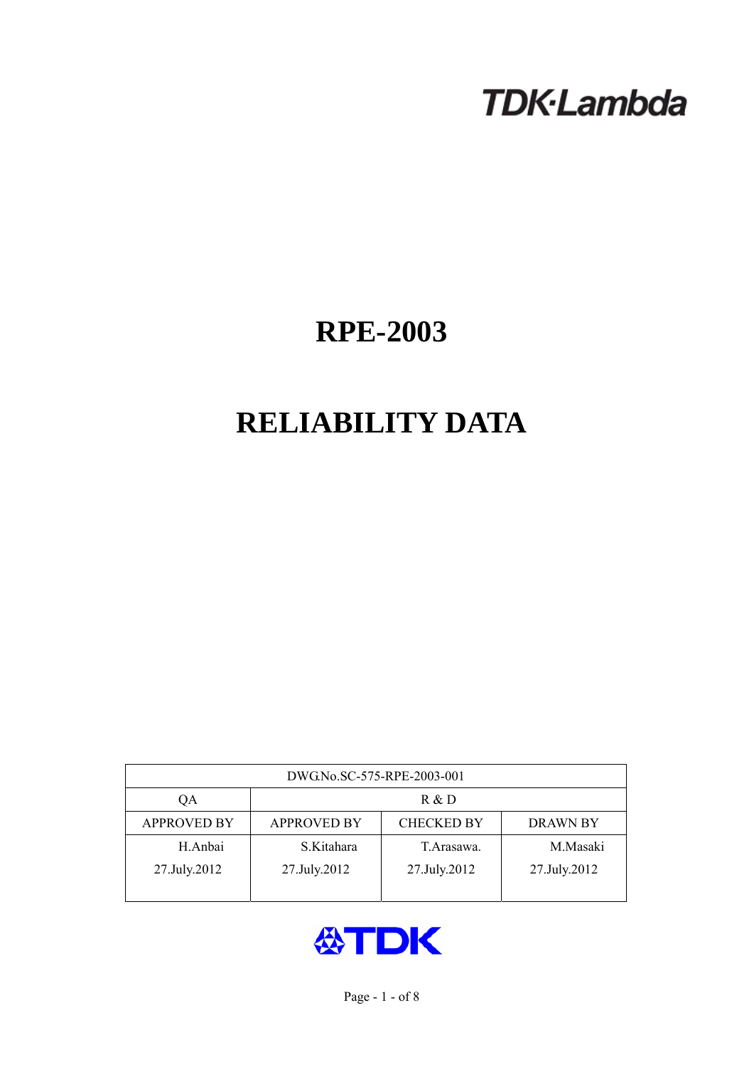TDK·Lambda

# RPE-2003

# RELIABILITY DATA

| DWG.No.SC-575-RPE-2003-001 | | | |
|---|---|---|---|
| QA | R & D | | |
| APPROVED BY | APPROVED BY | CHECKED BY | DRAWN BY |
| H.Anbai<br>27.July.2012 | S.Kitahara<br>27.July.2012 | T.Arasawa.<br>27.July.2012 | M.Masaki<br>27.July.2012 |

TDK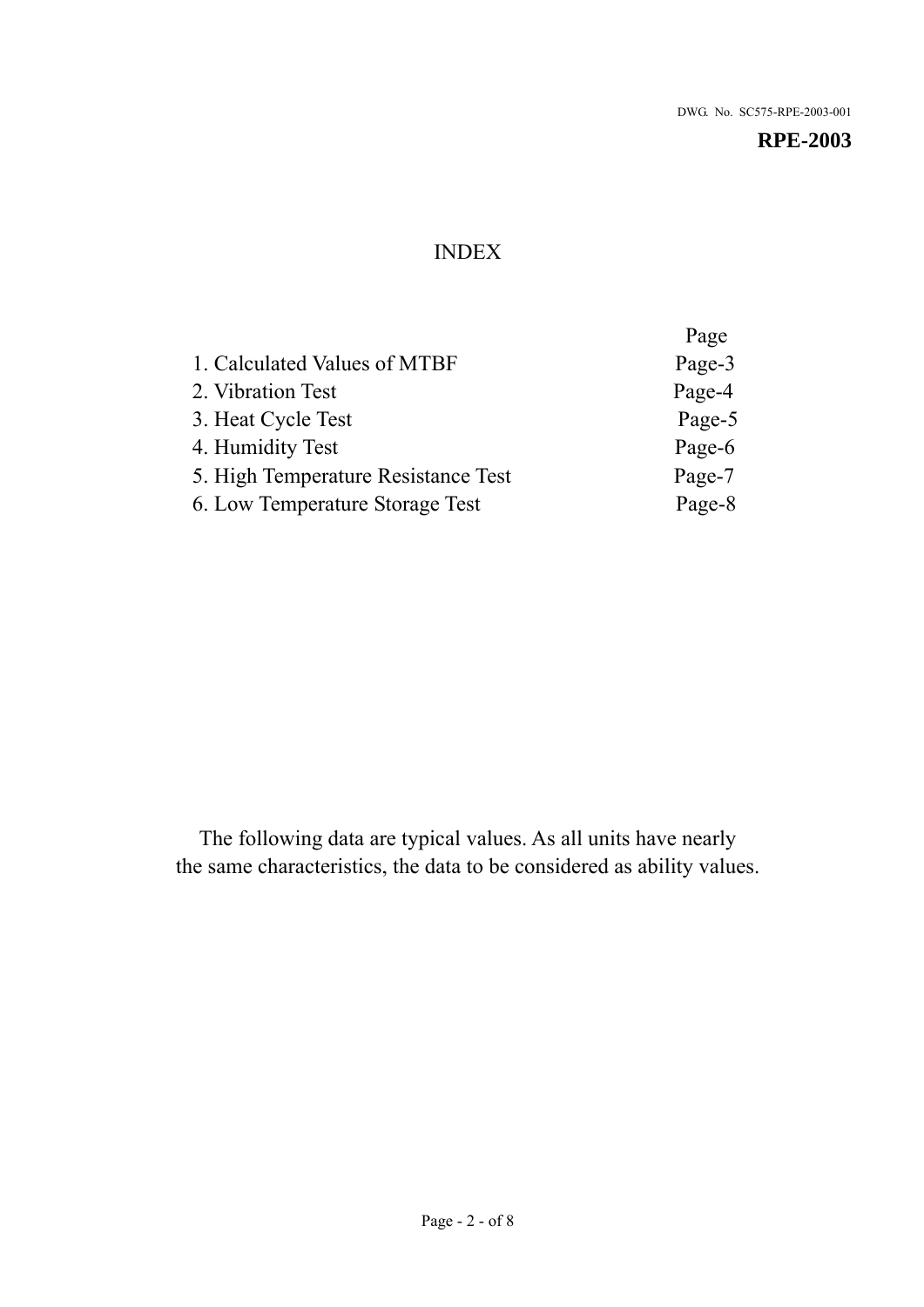DWG. No. SC575-RPE-2003-001

**RPE-2003**

# INDEX

| | Page |
|---|---|
| 1. Calculated Values of MTBF | Page-3 |
| 2. Vibration Test | Page-4 |
| 3. Heat Cycle Test | Page-5 |
| 4. Humidity Test | Page-6 |
| 5. High Temperature Resistance Test | Page-7 |
| 6. Low Temperature Storage Test | Page-8 |

The following data are typical values. As all units have nearly the same characteristics, the data to be considered as ability values.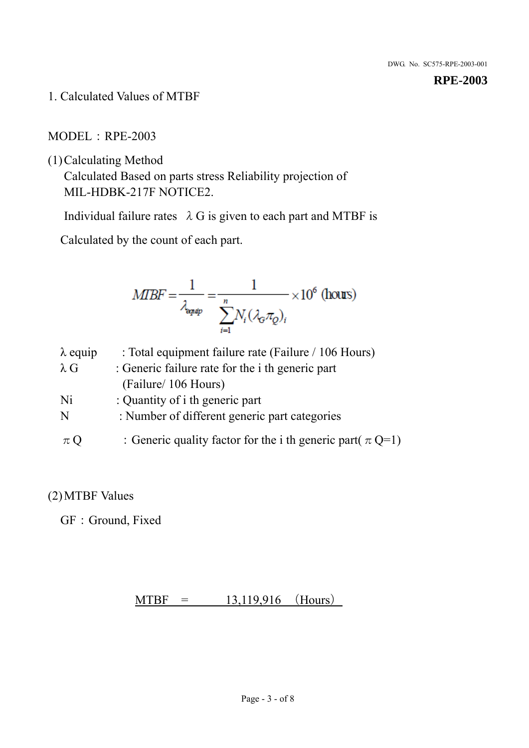# 1. Calculated Values of MTBF

MODEL：RPE-2003

(1) Calculating Method

Calculated Based on parts stress Reliability projection of MIL-HDBK-217F NOTICE2.

Individual failure rates $\lambda$ G is given to each part and MTBF is

Calculated by the count of each part.

$$MTBF = \frac{1}{\lambda_{equip}} = \frac{1}{\sum_{i=1}^{n} N_i (\lambda_G \pi_Q)_i} \times 10^6 \text{ (hours)}$$

| | |
|---|---|
| $\lambda$ equip | : Total equipment failure rate (Failure / 106 Hours) |
| $\lambda$ G | : Generic failure rate for the i th generic part (Failure/ 106 Hours) |
| Ni | : Quantity of i th generic part |
| N | : Number of different generic part categories |
| $\pi$ Q | ：Generic quality factor for the i th generic part( $\pi$ Q=1) |

(2) MTBF Values

GF：Ground, Fixed

MTBF = 13,119,916 （Hours）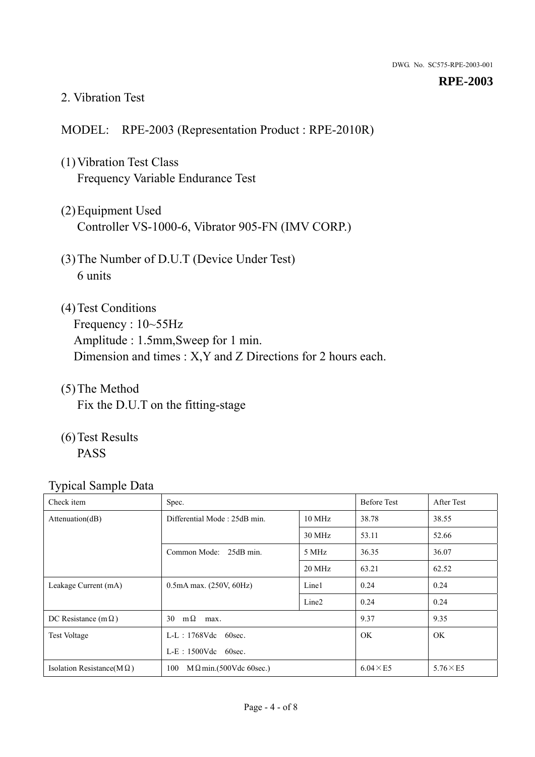## 2. Vibration Test

MODEL: RPE-2003 (Representation Product : RPE-2010R)

(1) Vibration Test Class
Frequency Variable Endurance Test

(2) Equipment Used
Controller VS-1000-6, Vibrator 905-FN (IMV CORP.)

(3) The Number of D.U.T (Device Under Test)
6 units

(4) Test Conditions
Frequency : 10~55Hz
Amplitude : 1.5mm,Sweep for 1 min.
Dimension and times : X,Y and Z Directions for 2 hours each.

(5) The Method
Fix the D.U.T on the fitting-stage

(6) Test Results
PASS

Typical Sample Data

| Check item | Spec. | | Before Test | After Test |
|---|---|---|---|---|
| Attenuation(dB) | Differential Mode : 25dB min. | 10 MHz | 38.78 | 38.55 |
| | | 30 MHz | 53.11 | 52.66 |
| | Common Mode: 25dB min. | 5 MHz | 36.35 | 36.07 |
| | | 20 MHz | 63.21 | 62.52 |
| Leakage Current (mA) | 0.5mA max. (250V, 60Hz) | Line1 | 0.24 | 0.24 |
| | | Line2 | 0.24 | 0.24 |
| DC Resistance (mΩ) | 30 mΩ max. | | 9.37 | 9.35 |
| Test Voltage | L-L : 1768Vdc 60sec.<br>L-E : 1500Vdc 60sec. | | OK | OK |
| Isolation Resistance(MΩ) | 100 MΩmin.(500Vdc 60sec.) | | 6.04×E5 | 5.76×E5 |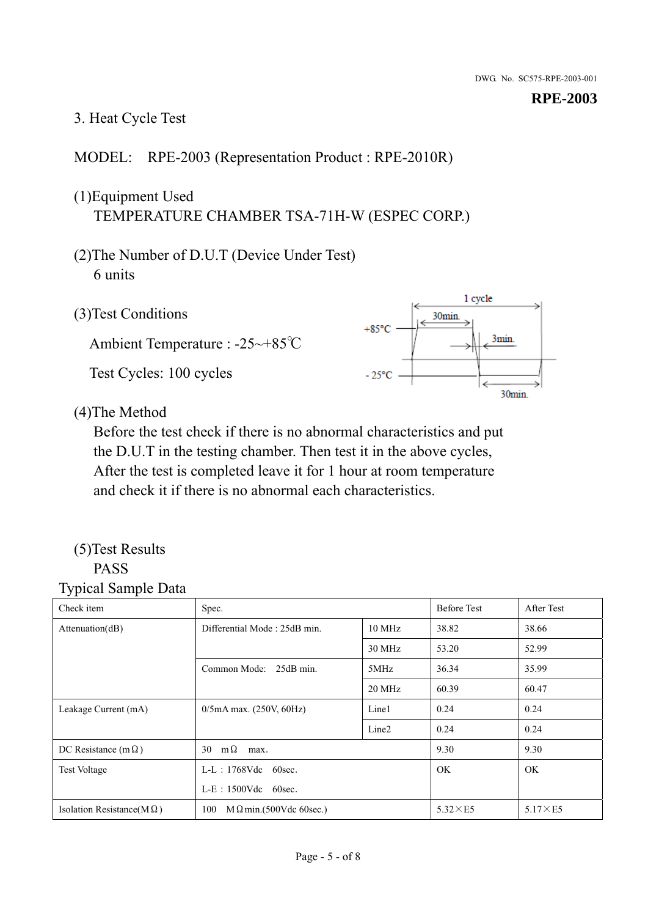**RPE-2003**

3. Heat Cycle Test

MODEL: RPE-2003 (Representation Product : RPE-2010R)

(1)Equipment Used
TEMPERATURE CHAMBER TSA-71H-W (ESPEC CORP.)

(2)The Number of D.U.T (Device Under Test)
6 units

(3)Test Conditions

Ambient Temperature : -25~+85℃

Test Cycles: 100 cycles

1 cycle
30min.
+85°C
3min.
- 25°C
30min.

(4)The Method
Before the test check if there is no abnormal characteristics and put the D.U.T in the testing chamber. Then test it in the above cycles, After the test is completed leave it for 1 hour at room temperature and check it if there is no abnormal each characteristics.

(5)Test Results
PASS

Typical Sample Data

| Check item | Spec. | | Before Test | After Test |
|---|---|---|---|---|
| Attenuation(dB) | Differential Mode : 25dB min. | 10 MHz | 38.82 | 38.66 |
| | | 30 MHz | 53.20 | 52.99 |
| | Common Mode: 25dB min. | 5MHz | 36.34 | 35.99 |
| | | 20 MHz | 60.39 | 60.47 |
| Leakage Current (mA) | 0/5mA max. (250V, 60Hz) | Line1 | 0.24 | 0.24 |
| | | Line2 | 0.24 | 0.24 |
| DC Resistance (mΩ) | 30 mΩ max. | | 9.30 | 9.30 |
| Test Voltage | L-L : 1768Vdc 60sec.<br>L-E : 1500Vdc 60sec. | | OK | OK |
| Isolation Resistance(MΩ) | 100 MΩmin.(500Vdc 60sec.) | | 5.32×E5 | 5.17×E5 |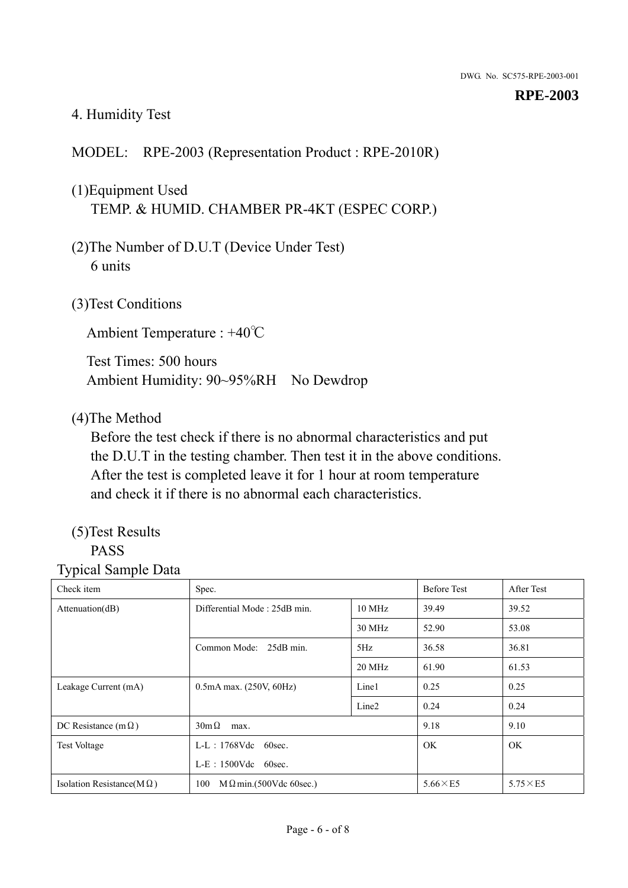DWG. No. SC575-RPE-2003-001

**RPE-2003**

4. Humidity Test

MODEL: RPE-2003 (Representation Product : RPE-2010R)

(1)Equipment Used
TEMP. & HUMID. CHAMBER PR-4KT (ESPEC CORP.)

(2)The Number of D.U.T (Device Under Test)
6 units

(3)Test Conditions

Ambient Temperature : +40℃

Test Times: 500 hours
Ambient Humidity: 90~95%RH No Dewdrop

(4)The Method
Before the test check if there is no abnormal characteristics and put the D.U.T in the testing chamber. Then test it in the above conditions. After the test is completed leave it for 1 hour at room temperature and check it if there is no abnormal each characteristics.

(5)Test Results
PASS

Typical Sample Data

| Check item | Spec. | | Before Test | After Test |
|---|---|---|---|---|
| Attenuation(dB) | Differential Mode : 25dB min. | 10 MHz | 39.49 | 39.52 |
| | | 30 MHz | 52.90 | 53.08 |
| | Common Mode: 25dB min. | 5Hz | 36.58 | 36.81 |
| | | 20 MHz | 61.90 | 61.53 |
| Leakage Current (mA) | 0.5mA max. (250V, 60Hz) | Line1 | 0.25 | 0.25 |
| | | Line2 | 0.24 | 0.24 |
| DC Resistance (mΩ) | 30mΩ max. | | 9.18 | 9.10 |
| Test Voltage | L-L：1768Vdc 60sec.<br>L-E：1500Vdc 60sec. | | OK | OK |
| Isolation Resistance(MΩ) | 100 MΩmin.(500Vdc 60sec.) | | 5.66×E5 | 5.75×E5 |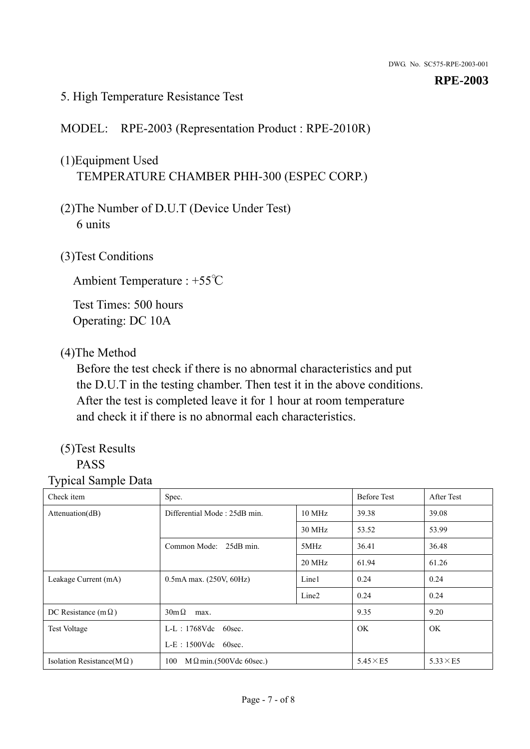## 5. High Temperature Resistance Test

MODEL: RPE-2003 (Representation Product : RPE-2010R)

(1)Equipment Used
TEMPERATURE CHAMBER PHH-300 (ESPEC CORP.)

(2)The Number of D.U.T (Device Under Test)
6 units

(3)Test Conditions

Ambient Temperature : +55℃

Test Times: 500 hours
Operating: DC 10A

(4)The Method
Before the test check if there is no abnormal characteristics and put the D.U.T in the testing chamber. Then test it in the above conditions. After the test is completed leave it for 1 hour at room temperature and check it if there is no abnormal each characteristics.

(5)Test Results
PASS

Typical Sample Data

| Check item | Spec. | | Before Test | After Test |
|---|---|---|---|---|
| Attenuation(dB) | Differential Mode : 25dB min. | 10 MHz | 39.38 | 39.08 |
| | | 30 MHz | 53.52 | 53.99 |
| | Common Mode: 25dB min. | 5MHz | 36.41 | 36.48 |
| | | 20 MHz | 61.94 | 61.26 |
| Leakage Current (mA) | 0.5mA max. (250V, 60Hz) | Line1 | 0.24 | 0.24 |
| | | Line2 | 0.24 | 0.24 |
| DC Resistance (mΩ) | 30mΩ max. | | 9.35 | 9.20 |
| Test Voltage | L-L：1768Vdc 60sec. L-E：1500Vdc 60sec. | | OK | OK |
| Isolation Resistance(MΩ) | 100 MΩmin.(500Vdc 60sec.) | | 5.45×E5 | 5.33×E5 |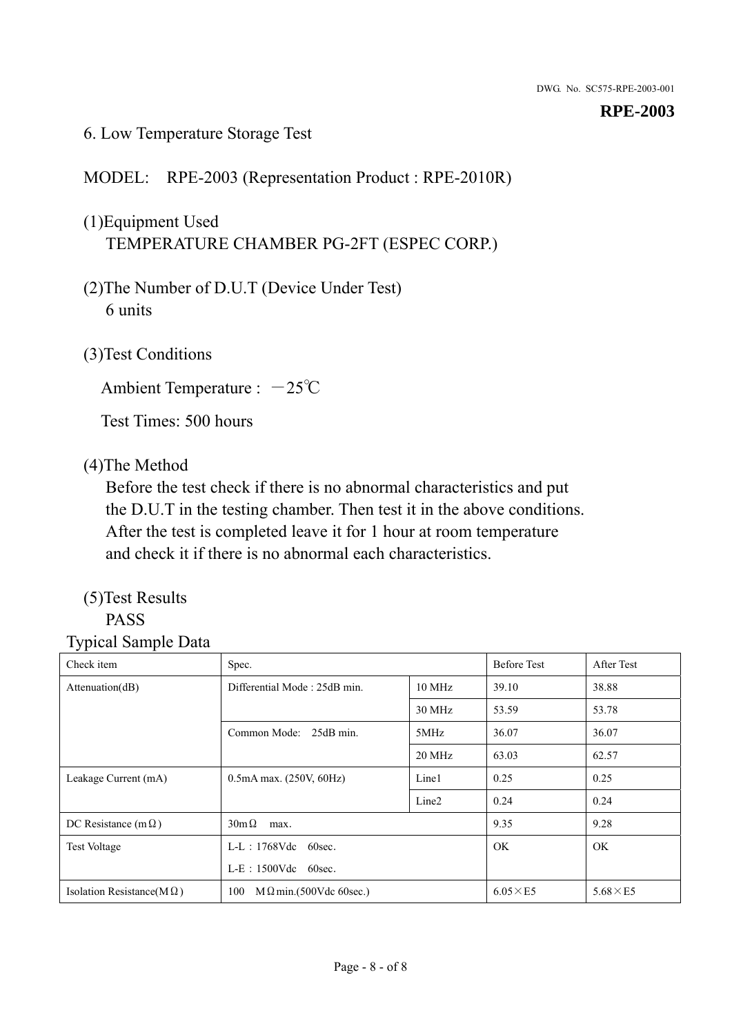DWG. No. SC575-RPE-2003-001

**RPE-2003**

## 6. Low Temperature Storage Test

MODEL: RPE-2003 (Representation Product : RPE-2010R)

(1)Equipment Used
TEMPERATURE CHAMBER PG-2FT (ESPEC CORP.)

(2)The Number of D.U.T (Device Under Test)
6 units

(3)Test Conditions

Ambient Temperature : －25℃

Test Times: 500 hours

(4)The Method
Before the test check if there is no abnormal characteristics and put the D.U.T in the testing chamber. Then test it in the above conditions. After the test is completed leave it for 1 hour at room temperature and check it if there is no abnormal each characteristics.

(5)Test Results
PASS

Typical Sample Data

| Check item | Spec. | | Before Test | After Test |
|---|---|---|---|---|
| Attenuation(dB) | Differential Mode : 25dB min. | 10 MHz | 39.10 | 38.88 |
| | | 30 MHz | 53.59 | 53.78 |
| | Common Mode: 25dB min. | 5MHz | 36.07 | 36.07 |
| | | 20 MHz | 63.03 | 62.57 |
| Leakage Current (mA) | 0.5mA max. (250V, 60Hz) | Line1 | 0.25 | 0.25 |
| | | Line2 | 0.24 | 0.24 |
| DC Resistance (mΩ) | 30mΩ max. | | 9.35 | 9.28 |
| Test Voltage | L-L：1768Vdc 60sec. L-E：1500Vdc 60sec. | | OK | OK |
| Isolation Resistance(MΩ) | 100 MΩmin.(500Vdc 60sec.) | | 6.05×E5 | 5.68×E5 |